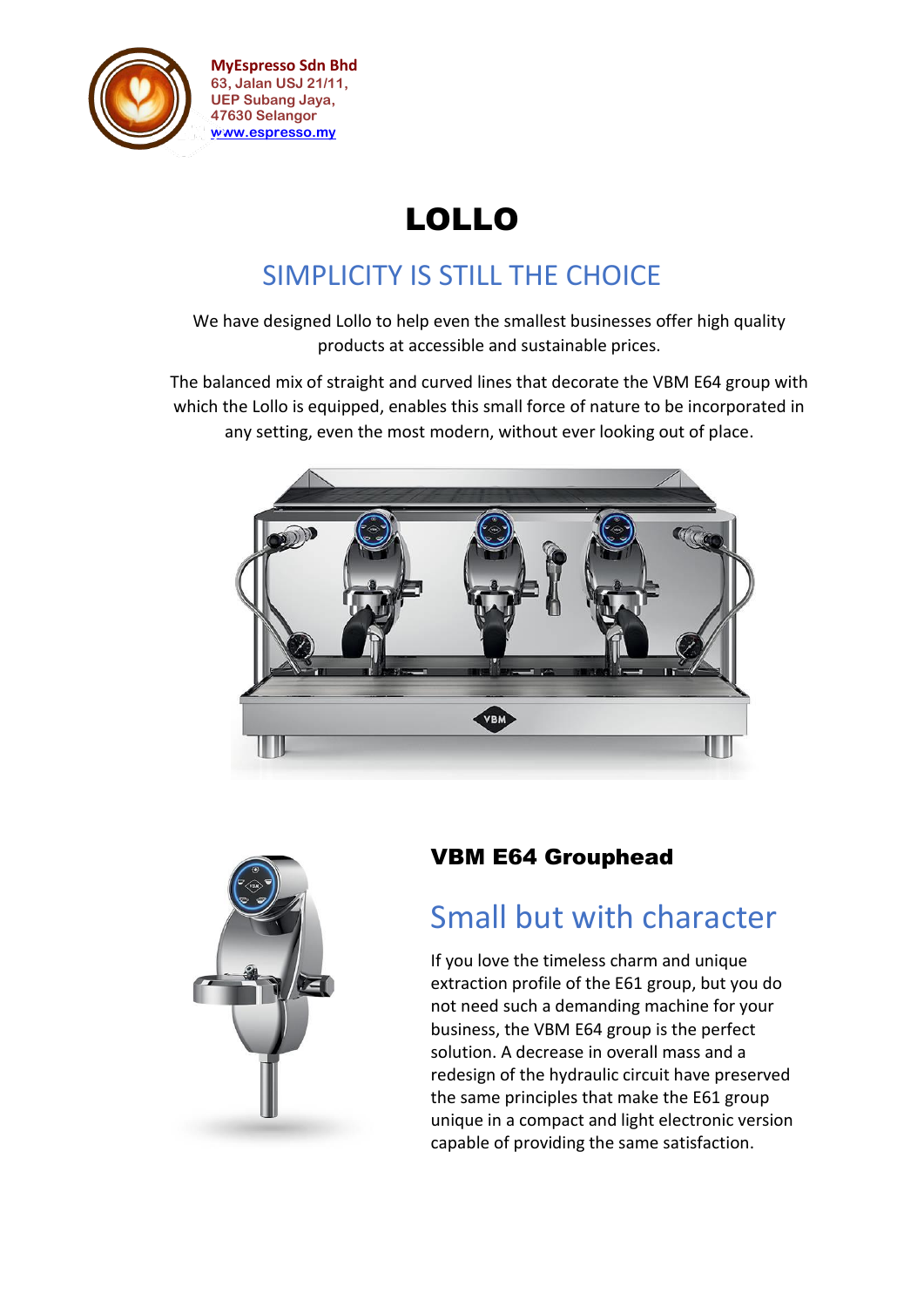**MyEspresso Sdn Bhd**
63, Jalan USJ 21/11,
UEP Subang Jaya,
47630 Selangor
www.espresso.my

# LOLLO

## SIMPLICITY IS STILL THE CHOICE

We have designed Lollo to help even the smallest businesses offer high quality products at accessible and sustainable prices.

The balanced mix of straight and curved lines that decorate the VBM E64 group with which the Lollo is equipped, enables this small force of nature to be incorporated in any setting, even the most modern, without ever looking out of place.

### VBM E64 Grouphead

## Small but with character

If you love the timeless charm and unique extraction profile of the E61 group, but you do not need such a demanding machine for your business, the VBM E64 group is the perfect solution. A decrease in overall mass and a redesign of the hydraulic circuit have preserved the same principles that make the E61 group unique in a compact and light electronic version capable of providing the same satisfaction.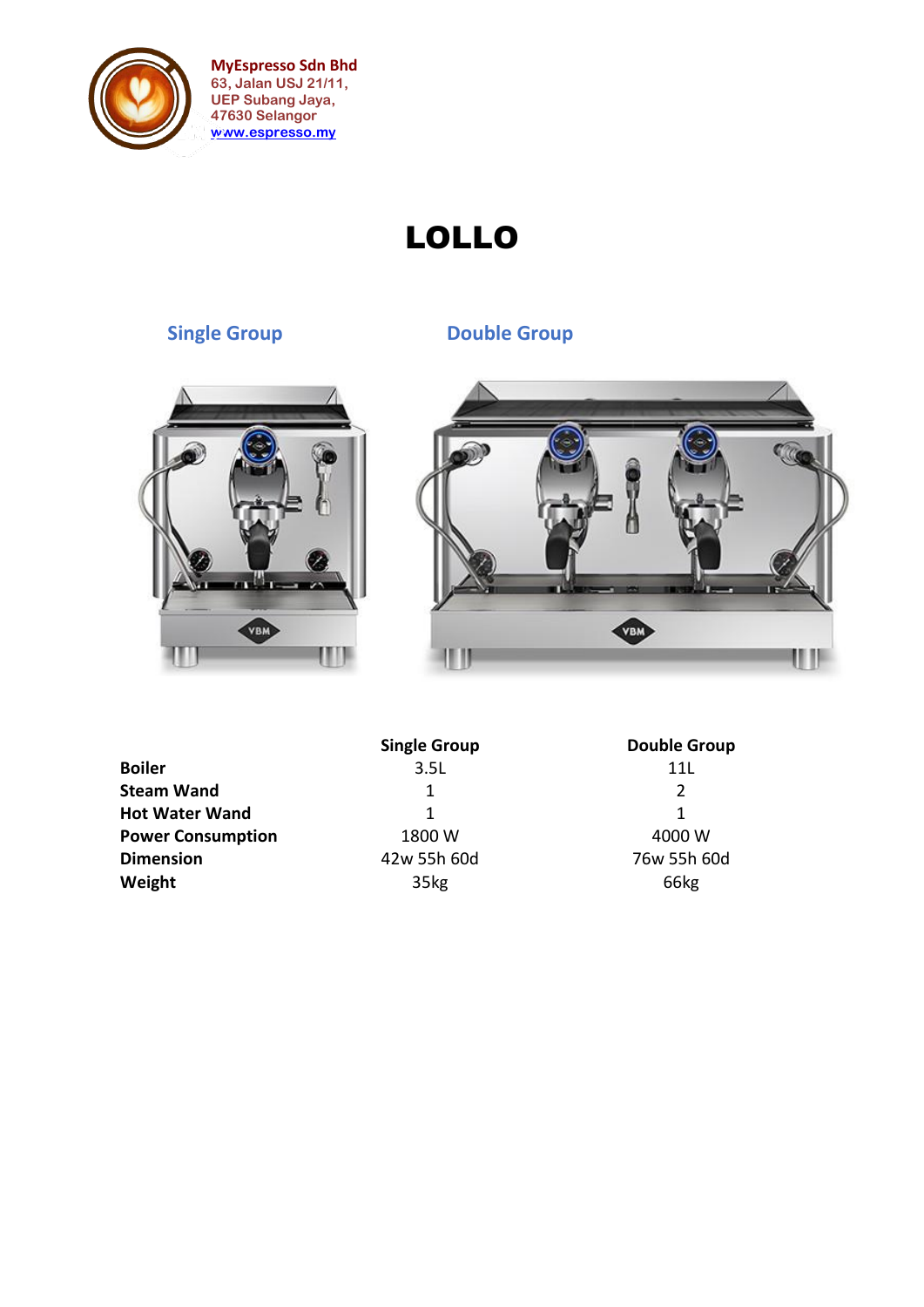MyEspresso Sdn Bhd
63, Jalan USJ 21/11,
UEP Subang Jaya,
47630 Selangor
www.espresso.my

# LOLLO

**Single Group** **Double Group**

| | Single Group | Double Group |
|---|---|---|
| **Boiler** | 3.5L | 11L |
| **Steam Wand** | 1 | 2 |
| **Hot Water Wand** | 1 | 1 |
| **Power Consumption** | 1800 W | 4000 W |
| **Dimension** | 42w 55h 60d | 76w 55h 60d |
| **Weight** | 35kg | 66kg |